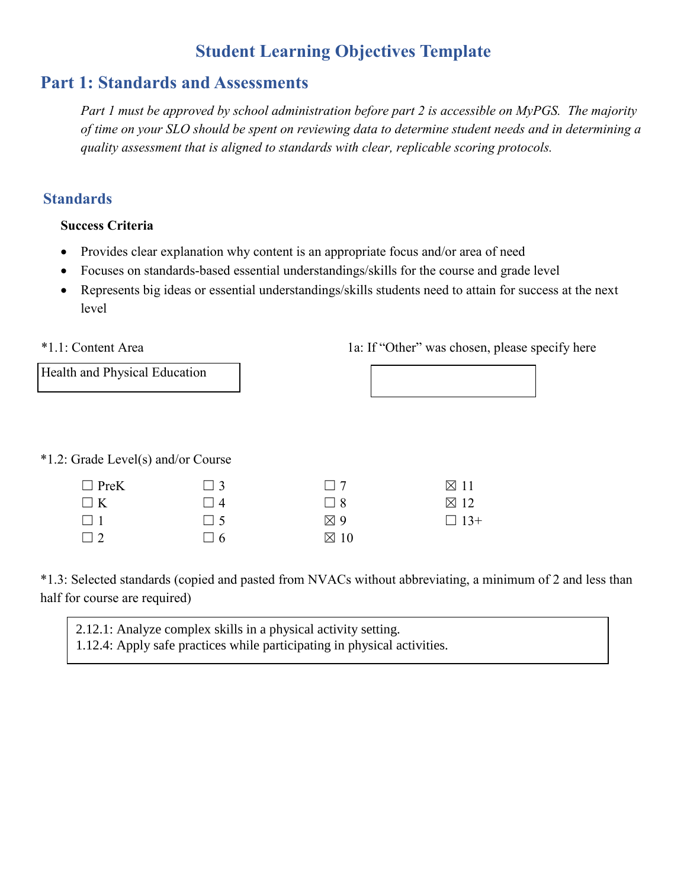# Student Learning Objectives Template

## Part 1: Standards and Assessments

*Part 1 must be approved by school administration before part 2 is accessible on MyPGS. The majority of time on your SLO should be spent on reviewing data to determine student needs and in determining a quality assessment that is aligned to standards with clear, replicable scoring protocols.*

### Standards

**Success Criteria**

- Provides clear explanation why content is an appropriate focus and/or area of need
- Focuses on standards-based essential understandings/skills for the course and grade level
- Represents big ideas or essential understandings/skills students need to attain for success at the next level

*1.1: Content Area

Health and Physical Education

1a: If "Other" was chosen, please specify here

*1.2: Grade Level(s) and/or Course

| | | | |
|---|---|---|---|
| ☐ PreK | ☐ 3 | ☐ 7 | ☒ 11 |
| ☐ K | ☐ 4 | ☐ 8 | ☒ 12 |
| ☐ 1 | ☐ 5 | ☒ 9 | ☐ 13+ |
| ☐ 2 | ☐ 6 | ☒ 10 | |

*1.3: Selected standards (copied and pasted from NVACs without abbreviating, a minimum of 2 and less than half for course are required)

2.12.1: Analyze complex skills in a physical activity setting.
1.12.4: Apply safe practices while participating in physical activities.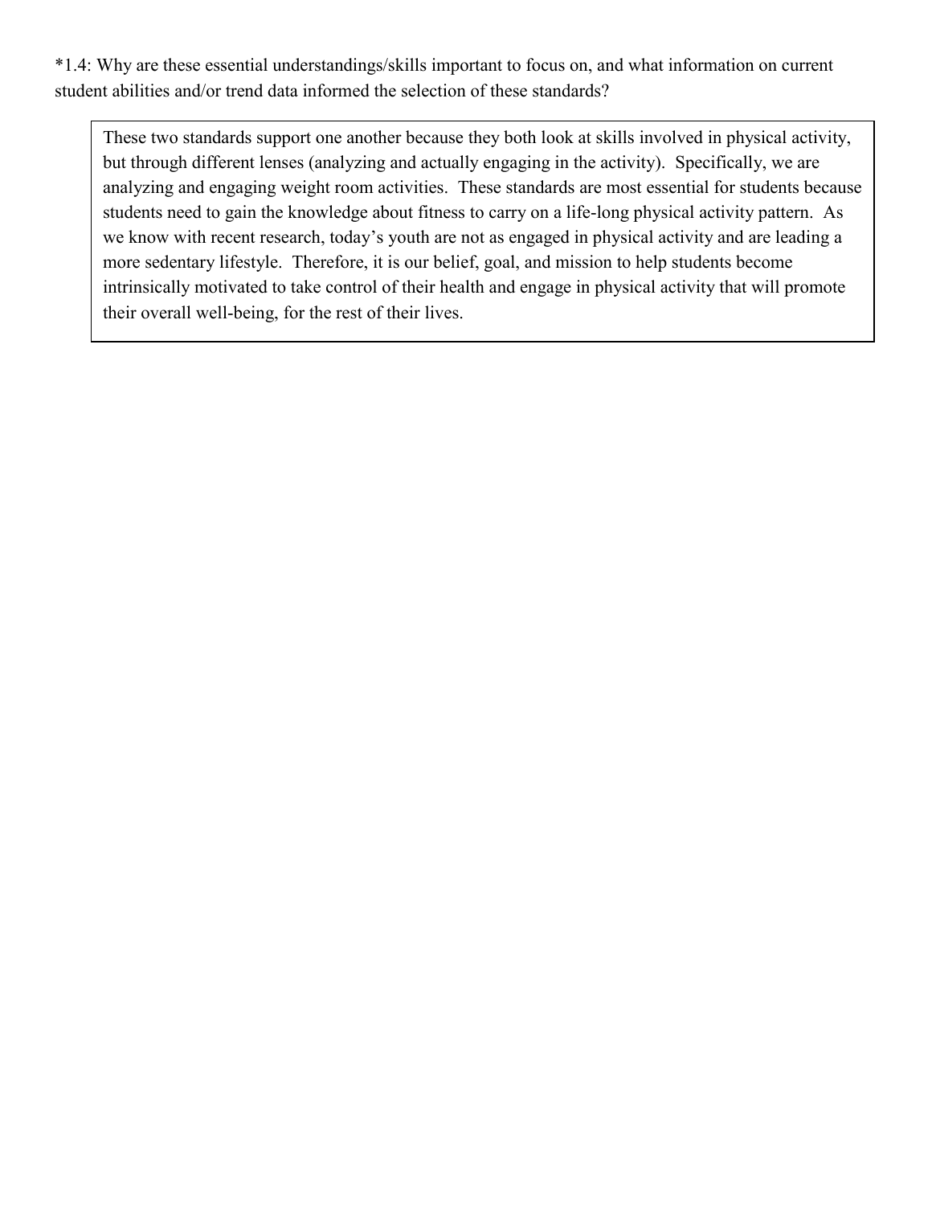*1.4: Why are these essential understandings/skills important to focus on, and what information on current student abilities and/or trend data informed the selection of these standards?

> These two standards support one another because they both look at skills involved in physical activity, but through different lenses (analyzing and actually engaging in the activity). Specifically, we are analyzing and engaging weight room activities. These standards are most essential for students because students need to gain the knowledge about fitness to carry on a life-long physical activity pattern. As we know with recent research, today's youth are not as engaged in physical activity and are leading a more sedentary lifestyle. Therefore, it is our belief, goal, and mission to help students become intrinsically motivated to take control of their health and engage in physical activity that will promote their overall well-being, for the rest of their lives.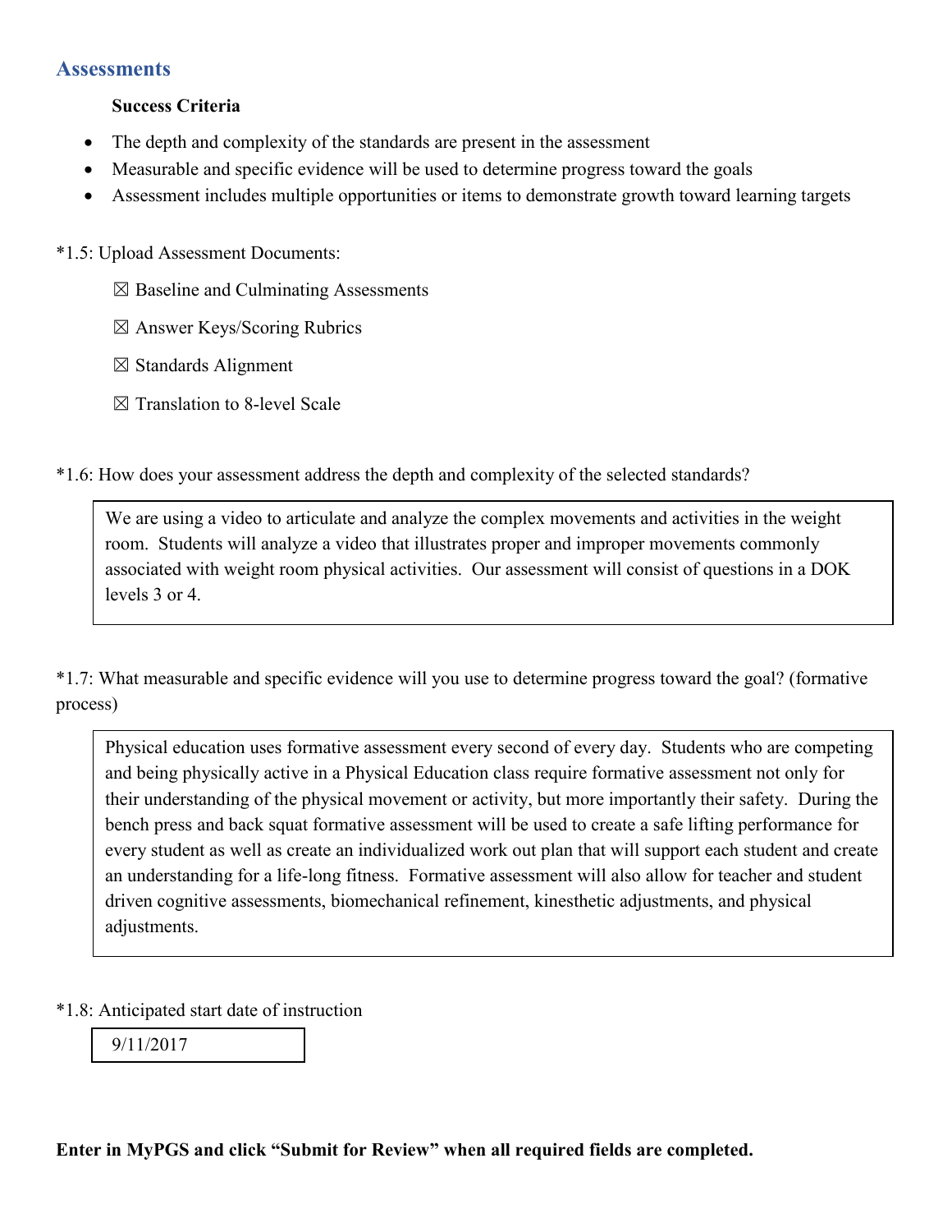## Assessments

**Success Criteria**

- The depth and complexity of the standards are present in the assessment
- Measurable and specific evidence will be used to determine progress toward the goals
- Assessment includes multiple opportunities or items to demonstrate growth toward learning targets

*1.5: Upload Assessment Documents:

☒ Baseline and Culminating Assessments

☒ Answer Keys/Scoring Rubrics

☒ Standards Alignment

☒ Translation to 8-level Scale

*1.6: How does your assessment address the depth and complexity of the selected standards?

> We are using a video to articulate and analyze the complex movements and activities in the weight room. Students will analyze a video that illustrates proper and improper movements commonly associated with weight room physical activities. Our assessment will consist of questions in a DOK levels 3 or 4.

*1.7: What measurable and specific evidence will you use to determine progress toward the goal? (formative process)

> Physical education uses formative assessment every second of every day. Students who are competing and being physically active in a Physical Education class require formative assessment not only for their understanding of the physical movement or activity, but more importantly their safety. During the bench press and back squat formative assessment will be used to create a safe lifting performance for every student as well as create an individualized work out plan that will support each student and create an understanding for a life-long fitness. Formative assessment will also allow for teacher and student driven cognitive assessments, biomechanical refinement, kinesthetic adjustments, and physical adjustments.

*1.8: Anticipated start date of instruction

> 9/11/2017

**Enter in MyPGS and click "Submit for Review" when all required fields are completed.**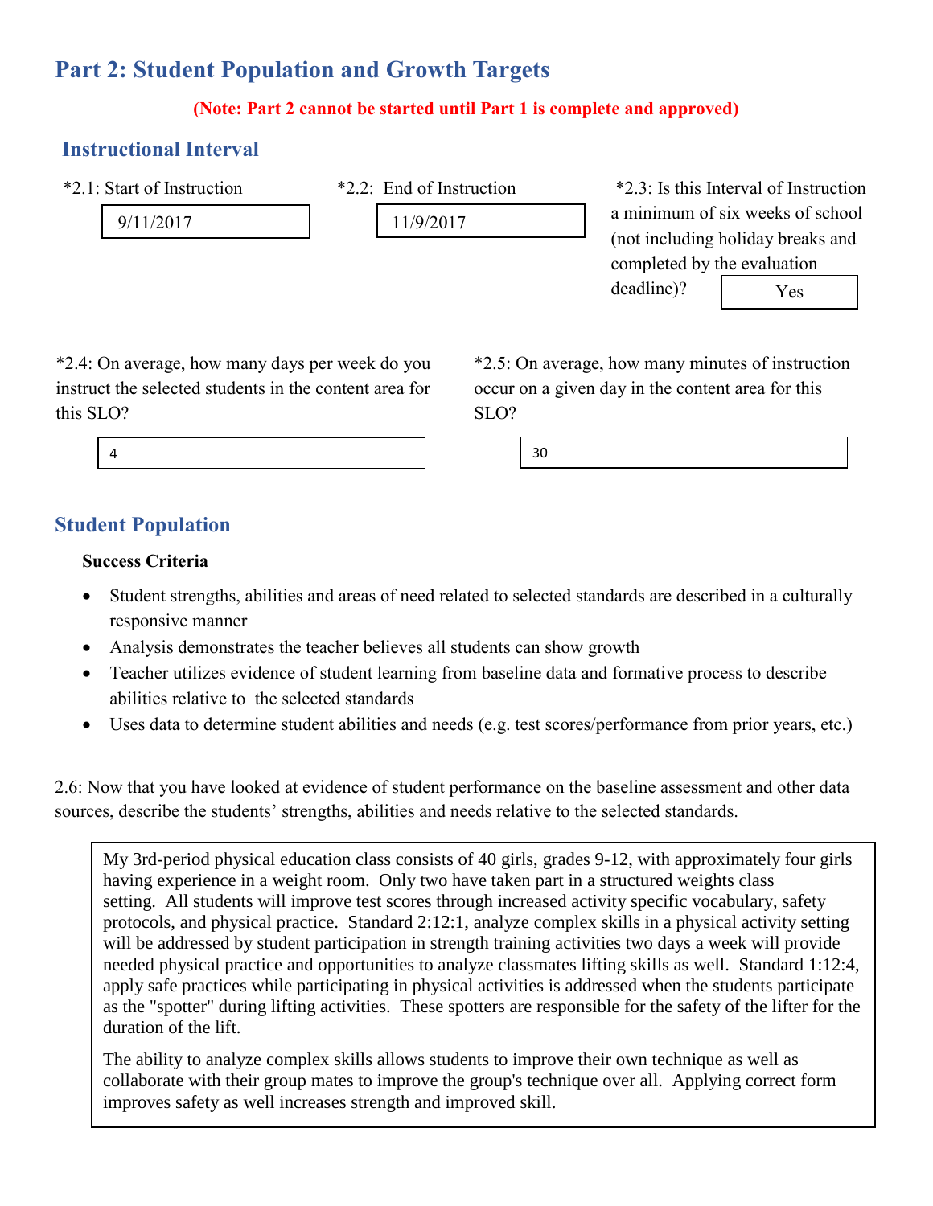## Part 2: Student Population and Growth Targets

**(Note: Part 2 cannot be started until Part 1 is complete and approved)**

### Instructional Interval

*2.1: Start of Instruction

9/11/2017

*2.2: End of Instruction

11/9/2017

*2.3: Is this Interval of Instruction a minimum of six weeks of school (not including holiday breaks and completed by the evaluation deadline)?

Yes

*2.4: On average, how many days per week do you instruct the selected students in the content area for this SLO?

4

*2.5: On average, how many minutes of instruction occur on a given day in the content area for this SLO?

30

### Student Population

**Success Criteria**

- Student strengths, abilities and areas of need related to selected standards are described in a culturally responsive manner
- Analysis demonstrates the teacher believes all students can show growth
- Teacher utilizes evidence of student learning from baseline data and formative process to describe abilities relative to the selected standards
- Uses data to determine student abilities and needs (e.g. test scores/performance from prior years, etc.)

2.6: Now that you have looked at evidence of student performance on the baseline assessment and other data sources, describe the students' strengths, abilities and needs relative to the selected standards.

My 3rd-period physical education class consists of 40 girls, grades 9-12, with approximately four girls having experience in a weight room. Only two have taken part in a structured weights class setting. All students will improve test scores through increased activity specific vocabulary, safety protocols, and physical practice. Standard 2:12:1, analyze complex skills in a physical activity setting will be addressed by student participation in strength training activities two days a week will provide needed physical practice and opportunities to analyze classmates lifting skills as well. Standard 1:12:4, apply safe practices while participating in physical activities is addressed when the students participate as the "spotter" during lifting activities. These spotters are responsible for the safety of the lifter for the duration of the lift.

The ability to analyze complex skills allows students to improve their own technique as well as collaborate with their group mates to improve the group's technique over all. Applying correct form improves safety as well increases strength and improved skill.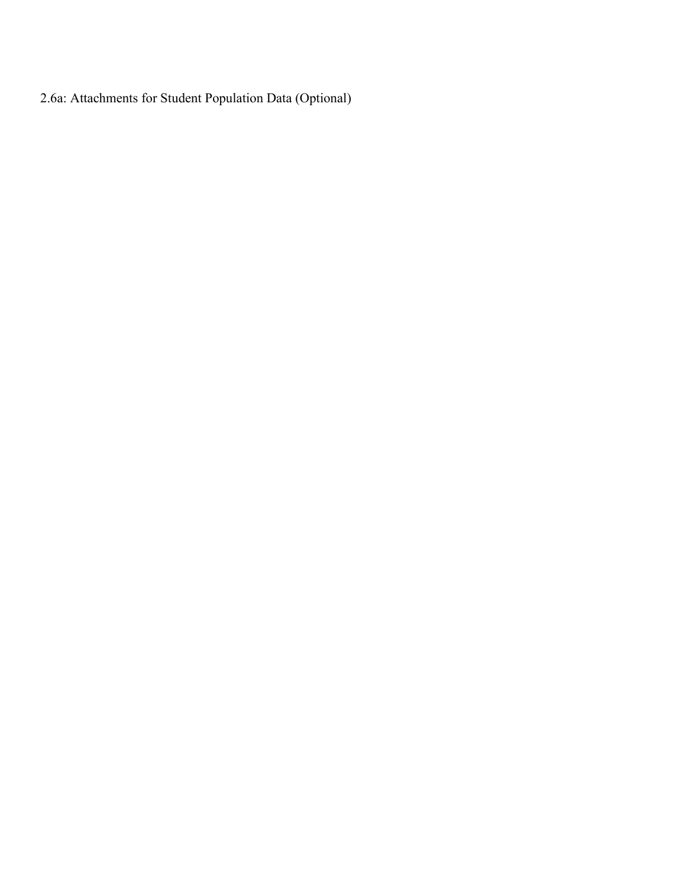2.6a: Attachments for Student Population Data (Optional)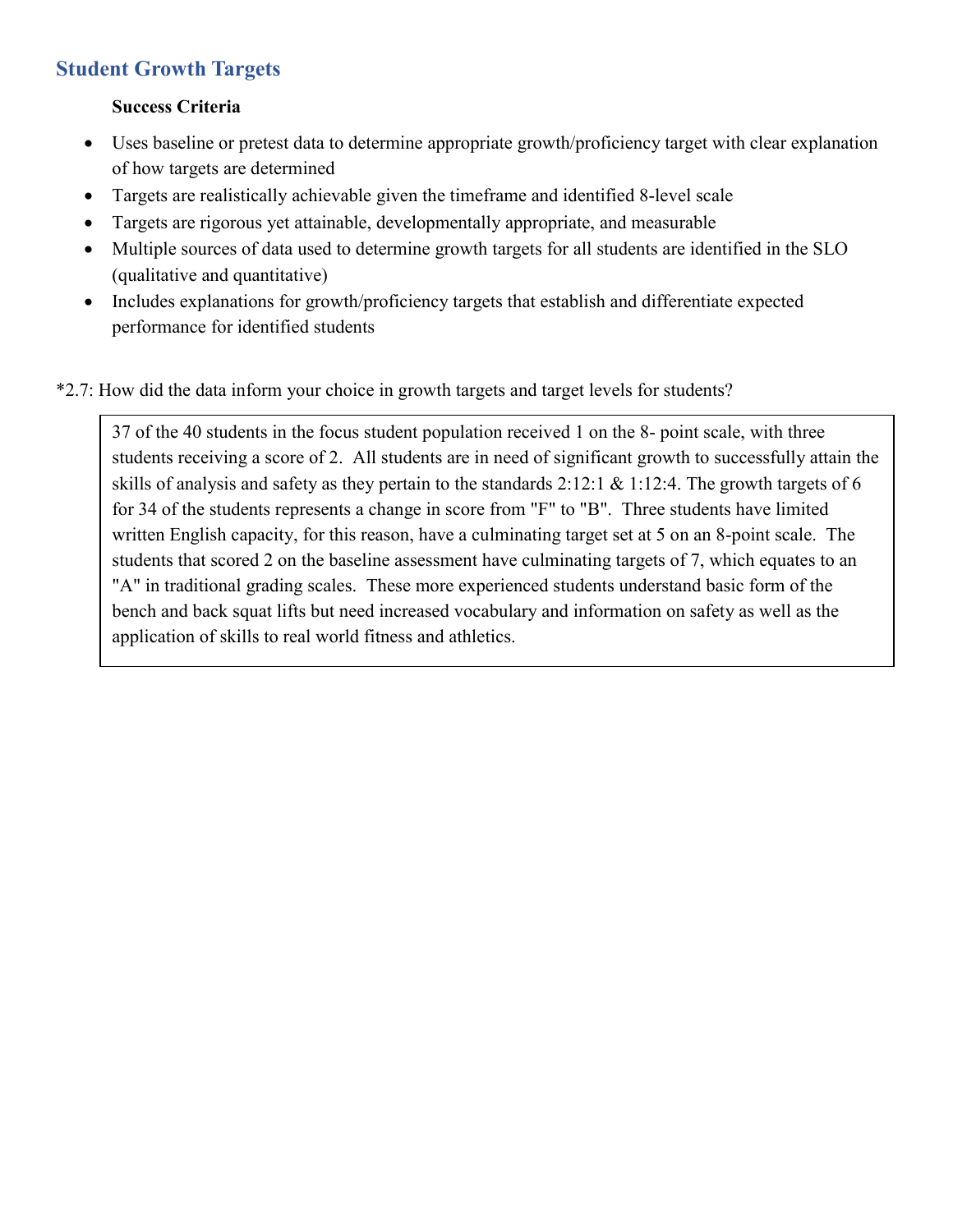## Student Growth Targets

**Success Criteria**

- Uses baseline or pretest data to determine appropriate growth/proficiency target with clear explanation of how targets are determined
- Targets are realistically achievable given the timeframe and identified 8-level scale
- Targets are rigorous yet attainable, developmentally appropriate, and measurable
- Multiple sources of data used to determine growth targets for all students are identified in the SLO (qualitative and quantitative)
- Includes explanations for growth/proficiency targets that establish and differentiate expected performance for identified students

*2.7: How did the data inform your choice in growth targets and target levels for students?

> 37 of the 40 students in the focus student population received 1 on the 8- point scale, with three students receiving a score of 2. All students are in need of significant growth to successfully attain the skills of analysis and safety as they pertain to the standards 2:12:1 & 1:12:4. The growth targets of 6 for 34 of the students represents a change in score from "F" to "B". Three students have limited written English capacity, for this reason, have a culminating target set at 5 on an 8-point scale. The students that scored 2 on the baseline assessment have culminating targets of 7, which equates to an "A" in traditional grading scales. These more experienced students understand basic form of the bench and back squat lifts but need increased vocabulary and information on safety as well as the application of skills to real world fitness and athletics.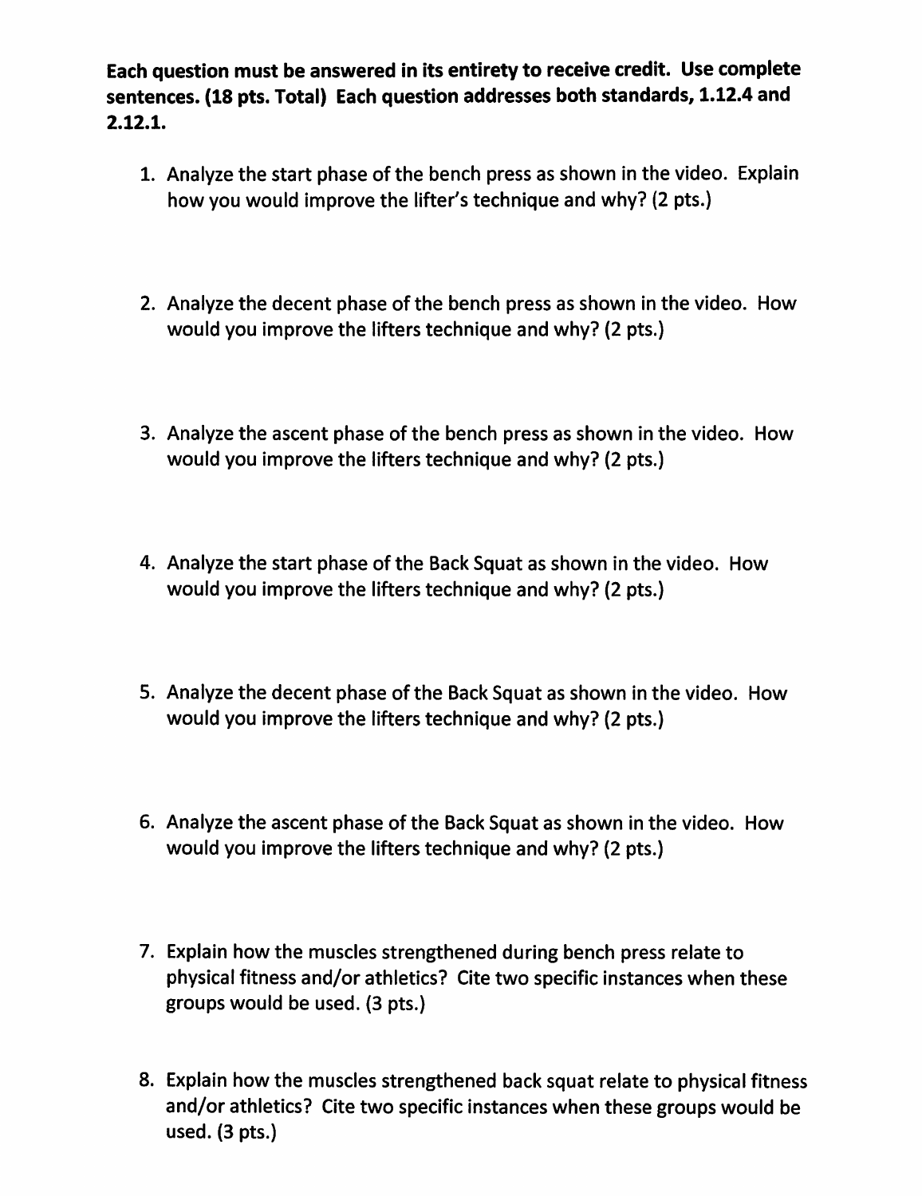**Each question must be answered in its entirety to receive credit. Use complete sentences. (18 pts. Total) Each question addresses both standards, 1.12.4 and 2.12.1.**

1. Analyze the start phase of the bench press as shown in the video. Explain how you would improve the lifter's technique and why? (2 pts.)

2. Analyze the decent phase of the bench press as shown in the video. How would you improve the lifters technique and why? (2 pts.)

3. Analyze the ascent phase of the bench press as shown in the video. How would you improve the lifters technique and why? (2 pts.)

4. Analyze the start phase of the Back Squat as shown in the video. How would you improve the lifters technique and why? (2 pts.)

5. Analyze the decent phase of the Back Squat as shown in the video. How would you improve the lifters technique and why? (2 pts.)

6. Analyze the ascent phase of the Back Squat as shown in the video. How would you improve the lifters technique and why? (2 pts.)

7. Explain how the muscles strengthened during bench press relate to physical fitness and/or athletics? Cite two specific instances when these groups would be used. (3 pts.)

8. Explain how the muscles strengthened back squat relate to physical fitness and/or athletics? Cite two specific instances when these groups would be used. (3 pts.)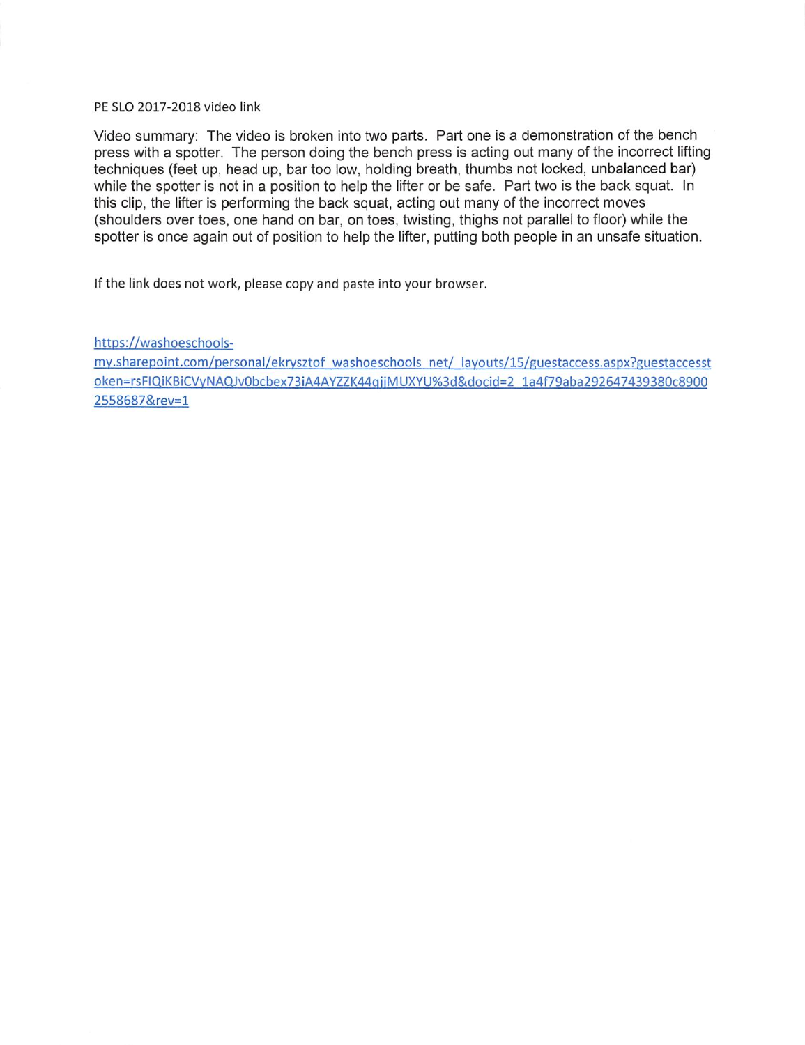PE SLO 2017-2018 video link

Video summary: The video is broken into two parts. Part one is a demonstration of the bench press with a spotter. The person doing the bench press is acting out many of the incorrect lifting techniques (feet up, head up, bar too low, holding breath, thumbs not locked, unbalanced bar) while the spotter is not in a position to help the lifter or be safe. Part two is the back squat. In this clip, the lifter is performing the back squat, acting out many of the incorrect moves (shoulders over toes, one hand on bar, on toes, twisting, thighs not parallel to floor) while the spotter is once again out of position to help the lifter, putting both people in an unsafe situation.

If the link does not work, please copy and paste into your browser.

https://washoeschools-my.sharepoint.com/personal/ekrysztof_washoeschools_net/_layouts/15/guestaccess.aspx?guestaccesstoken=rsFIQiKBiCVyNAQJv0bcbex73iA4AYZZK44qjjMUXYU%3d&docid=2_1a4f79aba292647439380c89002558687&rev=1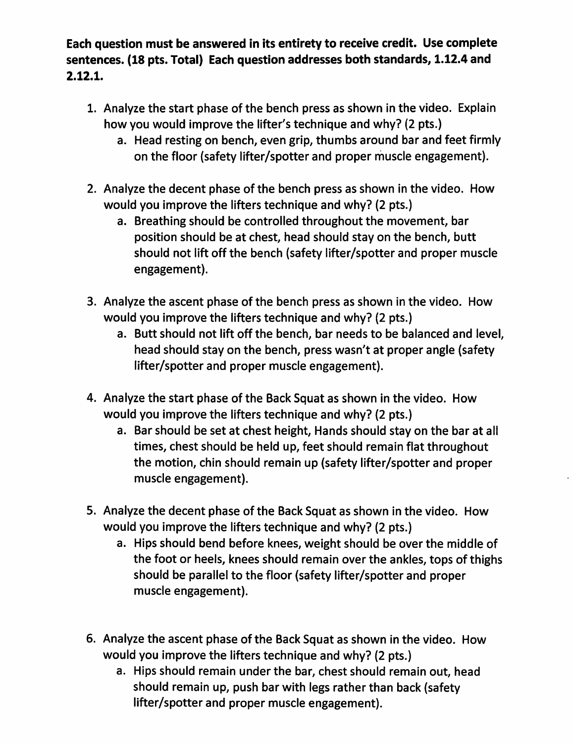**Each question must be answered in its entirety to receive credit. Use complete sentences. (18 pts. Total) Each question addresses both standards, 1.12.4 and 2.12.1.**

1. Analyze the start phase of the bench press as shown in the video. Explain how you would improve the lifter's technique and why? (2 pts.)
   a. Head resting on bench, even grip, thumbs around bar and feet firmly on the floor (safety lifter/spotter and proper muscle engagement).

2. Analyze the decent phase of the bench press as shown in the video. How would you improve the lifters technique and why? (2 pts.)
   a. Breathing should be controlled throughout the movement, bar position should be at chest, head should stay on the bench, butt should not lift off the bench (safety lifter/spotter and proper muscle engagement).

3. Analyze the ascent phase of the bench press as shown in the video. How would you improve the lifters technique and why? (2 pts.)
   a. Butt should not lift off the bench, bar needs to be balanced and level, head should stay on the bench, press wasn't at proper angle (safety lifter/spotter and proper muscle engagement).

4. Analyze the start phase of the Back Squat as shown in the video. How would you improve the lifters technique and why? (2 pts.)
   a. Bar should be set at chest height, Hands should stay on the bar at all times, chest should be held up, feet should remain flat throughout the motion, chin should remain up (safety lifter/spotter and proper muscle engagement).

5. Analyze the decent phase of the Back Squat as shown in the video. How would you improve the lifters technique and why? (2 pts.)
   a. Hips should bend before knees, weight should be over the middle of the foot or heels, knees should remain over the ankles, tops of thighs should be parallel to the floor (safety lifter/spotter and proper muscle engagement).

6. Analyze the ascent phase of the Back Squat as shown in the video. How would you improve the lifters technique and why? (2 pts.)
   a. Hips should remain under the bar, chest should remain out, head should remain up, push bar with legs rather than back (safety lifter/spotter and proper muscle engagement).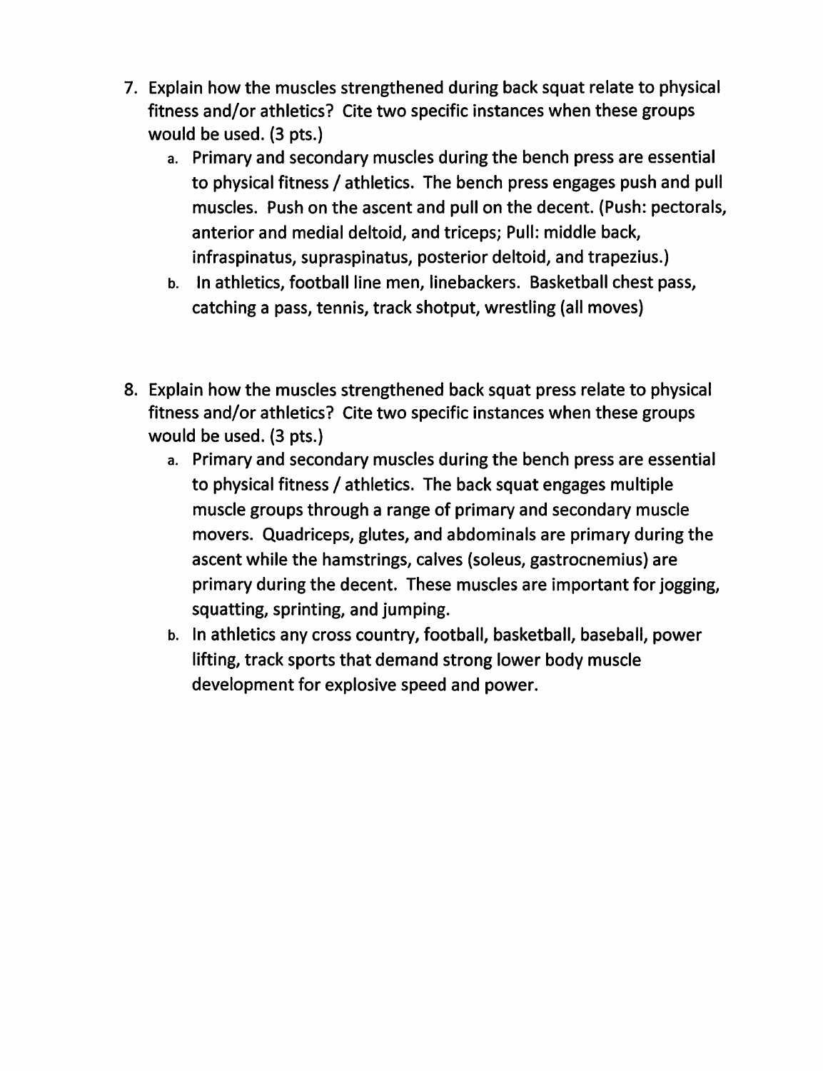7. Explain how the muscles strengthened during back squat relate to physical fitness and/or athletics? Cite two specific instances when these groups would be used. (3 pts.)
   a. Primary and secondary muscles during the bench press are essential to physical fitness / athletics. The bench press engages push and pull muscles. Push on the ascent and pull on the decent. (Push: pectorals, anterior and medial deltoid, and triceps; Pull: middle back, infraspinatus, supraspinatus, posterior deltoid, and trapezius.)
   b. In athletics, football line men, linebackers. Basketball chest pass, catching a pass, tennis, track shotput, wrestling (all moves)

8. Explain how the muscles strengthened back squat press relate to physical fitness and/or athletics? Cite two specific instances when these groups would be used. (3 pts.)
   a. Primary and secondary muscles during the bench press are essential to physical fitness / athletics. The back squat engages multiple muscle groups through a range of primary and secondary muscle movers. Quadriceps, glutes, and abdominals are primary during the ascent while the hamstrings, calves (soleus, gastrocnemius) are primary during the decent. These muscles are important for jogging, squatting, sprinting, and jumping.
   b. In athletics any cross country, football, basketball, baseball, power lifting, track sports that demand strong lower body muscle development for explosive speed and power.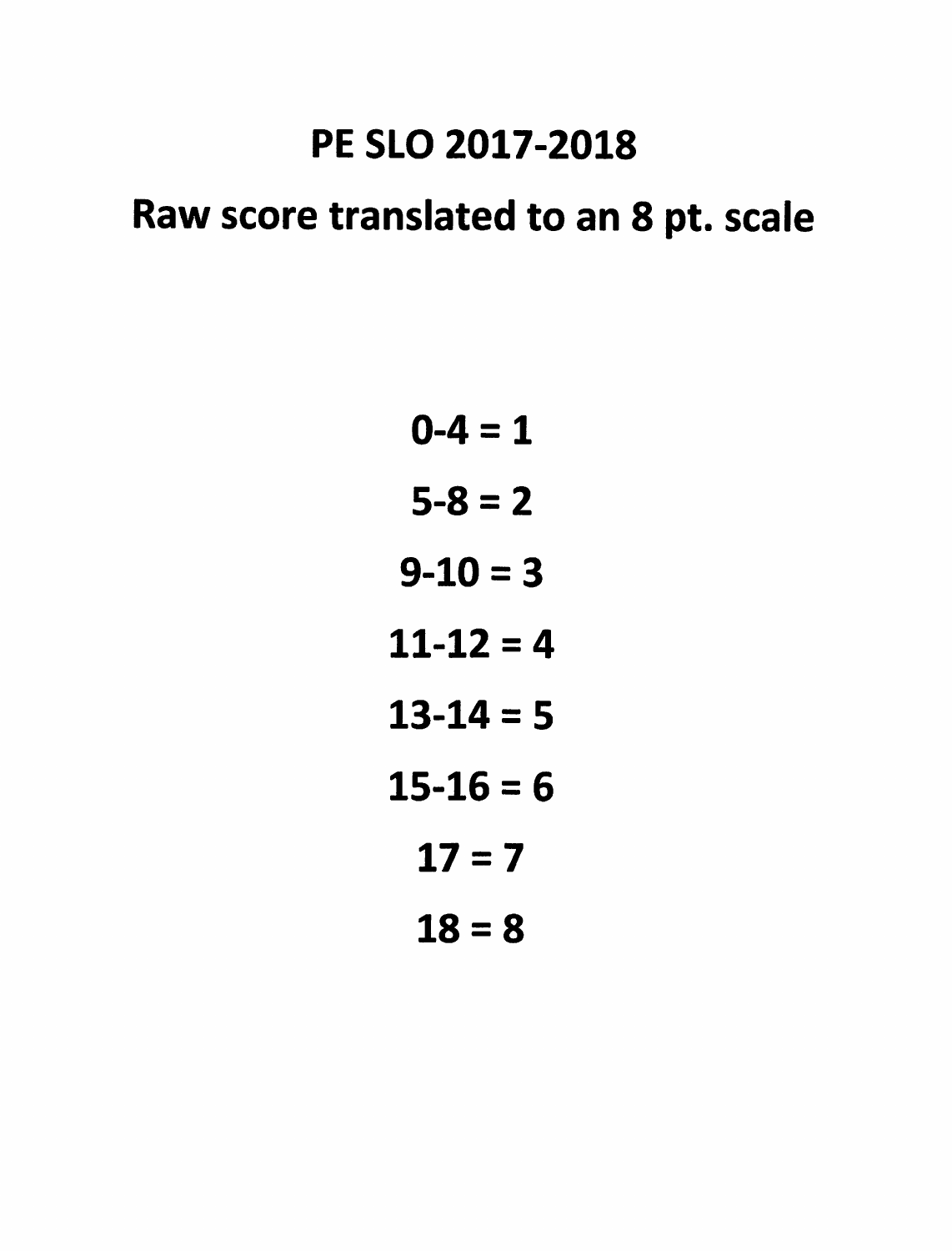# PE SLO 2017-2018

## Raw score translated to an 8 pt. scale

**0-4 = 1**

**5-8 = 2**

**9-10 = 3**

**11-12 = 4**

**13-14 = 5**

**15-16 = 6**

**17 = 7**

**18 = 8**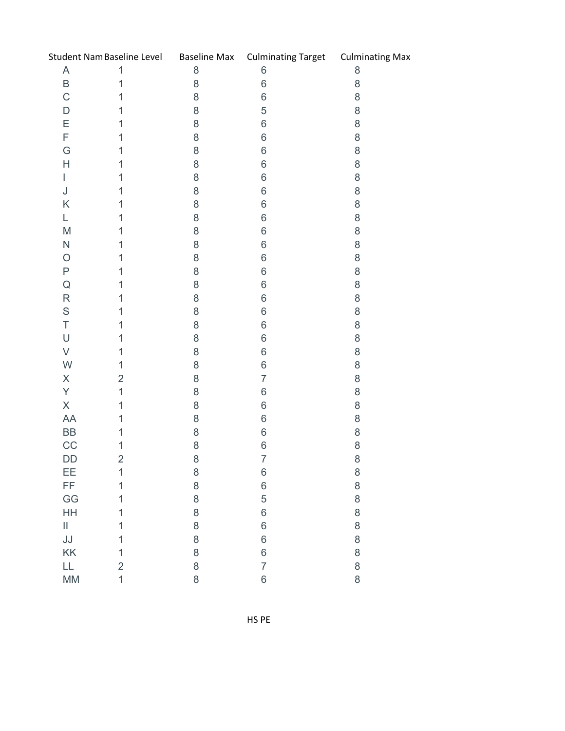| Student Nam | Baseline Level | Baseline Max | Culminating Target | Culminating Max |
|---|---|---|---|---|
| A | 1 | 8 | 6 | 8 |
| B | 1 | 8 | 6 | 8 |
| C | 1 | 8 | 6 | 8 |
| D | 1 | 8 | 5 | 8 |
| E | 1 | 8 | 6 | 8 |
| F | 1 | 8 | 6 | 8 |
| G | 1 | 8 | 6 | 8 |
| H | 1 | 8 | 6 | 8 |
| I | 1 | 8 | 6 | 8 |
| J | 1 | 8 | 6 | 8 |
| K | 1 | 8 | 6 | 8 |
| L | 1 | 8 | 6 | 8 |
| M | 1 | 8 | 6 | 8 |
| N | 1 | 8 | 6 | 8 |
| O | 1 | 8 | 6 | 8 |
| P | 1 | 8 | 6 | 8 |
| Q | 1 | 8 | 6 | 8 |
| R | 1 | 8 | 6 | 8 |
| S | 1 | 8 | 6 | 8 |
| T | 1 | 8 | 6 | 8 |
| U | 1 | 8 | 6 | 8 |
| V | 1 | 8 | 6 | 8 |
| W | 1 | 8 | 6 | 8 |
| X | 2 | 8 | 7 | 8 |
| Y | 1 | 8 | 6 | 8 |
| X | 1 | 8 | 6 | 8 |
| AA | 1 | 8 | 6 | 8 |
| BB | 1 | 8 | 6 | 8 |
| CC | 1 | 8 | 6 | 8 |
| DD | 2 | 8 | 7 | 8 |
| EE | 1 | 8 | 6 | 8 |
| FF | 1 | 8 | 6 | 8 |
| GG | 1 | 8 | 5 | 8 |
| HH | 1 | 8 | 6 | 8 |
| II | 1 | 8 | 6 | 8 |
| JJ | 1 | 8 | 6 | 8 |
| KK | 1 | 8 | 6 | 8 |
| LL | 2 | 8 | 7 | 8 |
| MM | 1 | 8 | 6 | 8 |

HS PE